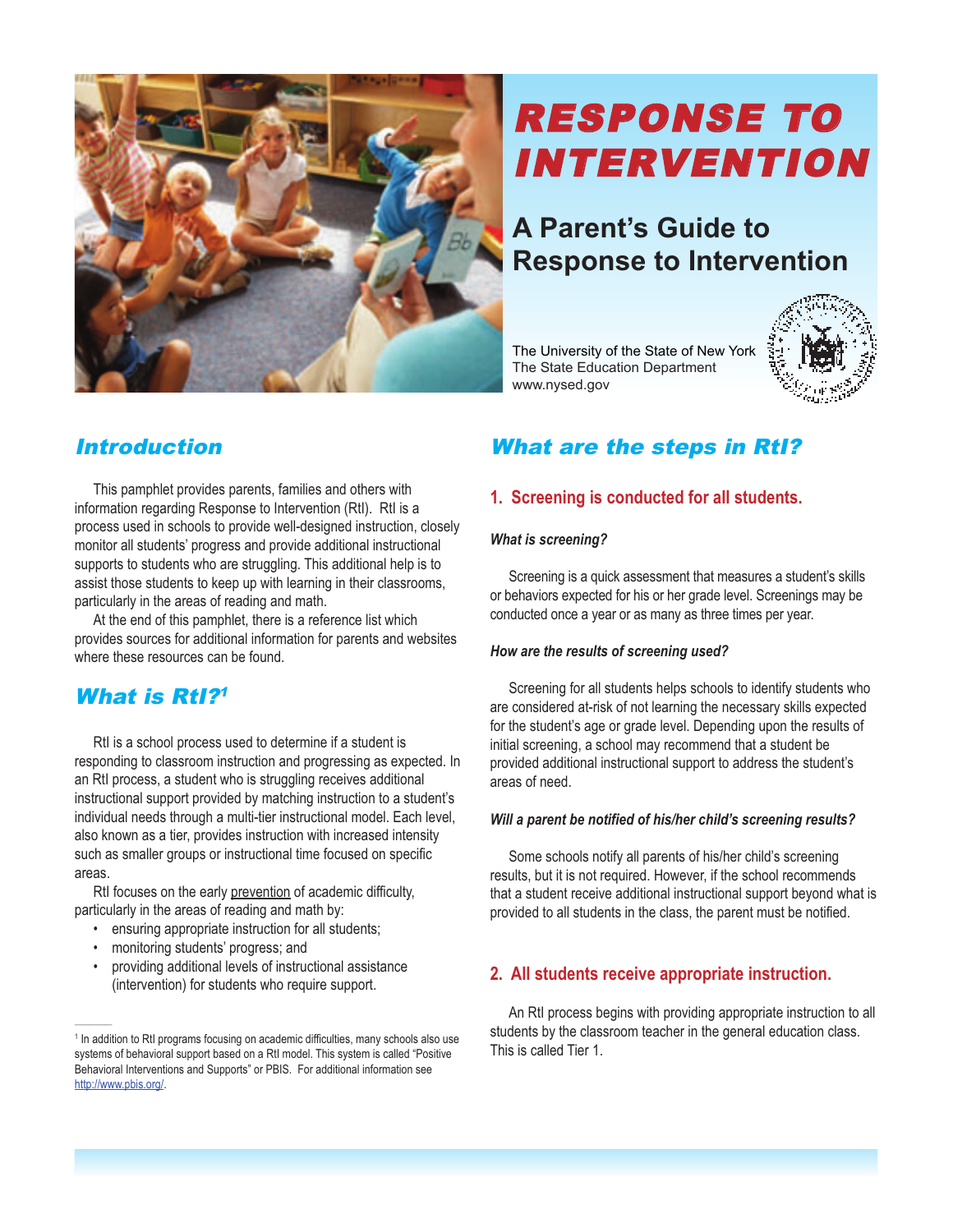# RESPONSE TO INTERVENTION

## A Parent's Guide to Response to Intervention

The University of the State of New York
The State Education Department
www.nysed.gov

## *Introduction*

This pamphlet provides parents, families and others with information regarding Response to Intervention (RtI). RtI is a process used in schools to provide well-designed instruction, closely monitor all students' progress and provide additional instructional supports to students who are struggling. This additional help is to assist those students to keep up with learning in their classrooms, particularly in the areas of reading and math.

At the end of this pamphlet, there is a reference list which provides sources for additional information for parents and websites where these resources can be found.

## *What is RtI?[1]*

RtI is a school process used to determine if a student is responding to classroom instruction and progressing as expected. In an RtI process, a student who is struggling receives additional instructional support provided by matching instruction to a student's individual needs through a multi-tier instructional model. Each level, also known as a tier, provides instruction with increased intensity such as smaller groups or instructional time focused on specific areas.

RtI focuses on the early prevention of academic difficulty, particularly in the areas of reading and math by:

- ensuring appropriate instruction for all students;
- monitoring students' progress; and
- providing additional levels of instructional assistance (intervention) for students who require support.

[1] In addition to RtI programs focusing on academic difficulties, many schools also use systems of behavioral support based on a RtI model. This system is called "Positive Behavioral Interventions and Supports" or PBIS. For additional information see http://www.pbis.org/.

## *What are the steps in RtI?*

### 1. Screening is conducted for all students.

***What is screening?***

Screening is a quick assessment that measures a student's skills or behaviors expected for his or her grade level. Screenings may be conducted once a year or as many as three times per year.

***How are the results of screening used?***

Screening for all students helps schools to identify students who are considered at-risk of not learning the necessary skills expected for the student's age or grade level. Depending upon the results of initial screening, a school may recommend that a student be provided additional instructional support to address the student's areas of need.

***Will a parent be notified of his/her child's screening results?***

Some schools notify all parents of his/her child's screening results, but it is not required. However, if the school recommends that a student receive additional instructional support beyond what is provided to all students in the class, the parent must be notified.

### 2. All students receive appropriate instruction.

An RtI process begins with providing appropriate instruction to all students by the classroom teacher in the general education class. This is called Tier 1.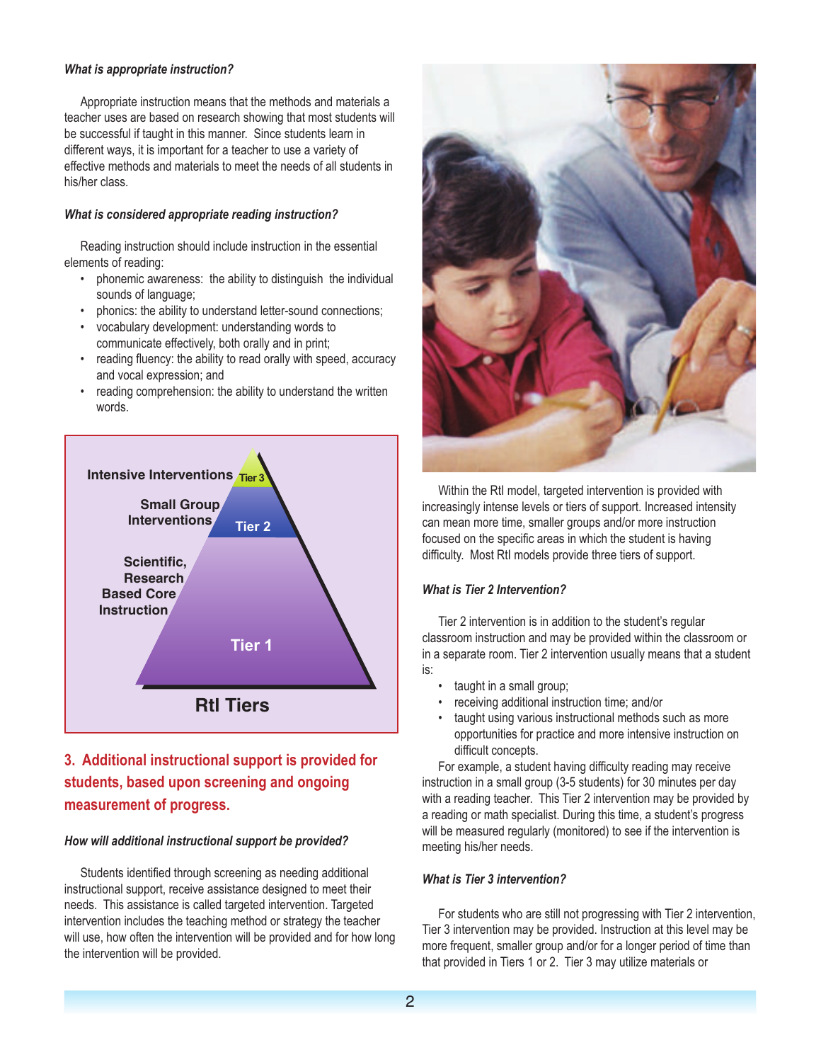***What is appropriate instruction?***

Appropriate instruction means that the methods and materials a teacher uses are based on research showing that most students will be successful if taught in this manner. Since students learn in different ways, it is important for a teacher to use a variety of effective methods and materials to meet the needs of all students in his/her class.

***What is considered appropriate reading instruction?***

Reading instruction should include instruction in the essential elements of reading:

- phonemic awareness: the ability to distinguish the individual sounds of language;
- phonics: the ability to understand letter-sound connections;
- vocabulary development: understanding words to communicate effectively, both orally and in print;
- reading fluency: the ability to read orally with speed, accuracy and vocal expression; and
- reading comprehension: the ability to understand the written words.

Intensive Interventions — Tier 3

Small Group Interventions — Tier 2

Scientific, Research Based Core Instruction — Tier 1

**RtI Tiers**

## 3. Additional instructional support is provided for students, based upon screening and ongoing measurement of progress.

***How will additional instructional support be provided?***

Students identified through screening as needing additional instructional support, receive assistance designed to meet their needs. This assistance is called targeted intervention. Targeted intervention includes the teaching method or strategy the teacher will use, how often the intervention will be provided and for how long the intervention will be provided.

Within the RtI model, targeted intervention is provided with increasingly intense levels or tiers of support. Increased intensity can mean more time, smaller groups and/or more instruction focused on the specific areas in which the student is having difficulty. Most RtI models provide three tiers of support.

***What is Tier 2 Intervention?***

Tier 2 intervention is in addition to the student's regular classroom instruction and may be provided within the classroom or in a separate room. Tier 2 intervention usually means that a student is:

- taught in a small group;
- receiving additional instruction time; and/or
- taught using various instructional methods such as more opportunities for practice and more intensive instruction on difficult concepts.

For example, a student having difficulty reading may receive instruction in a small group (3-5 students) for 30 minutes per day with a reading teacher. This Tier 2 intervention may be provided by a reading or math specialist. During this time, a student's progress will be measured regularly (monitored) to see if the intervention is meeting his/her needs.

***What is Tier 3 intervention?***

For students who are still not progressing with Tier 2 intervention, Tier 3 intervention may be provided. Instruction at this level may be more frequent, smaller group and/or for a longer period of time than that provided in Tiers 1 or 2. Tier 3 may utilize materials or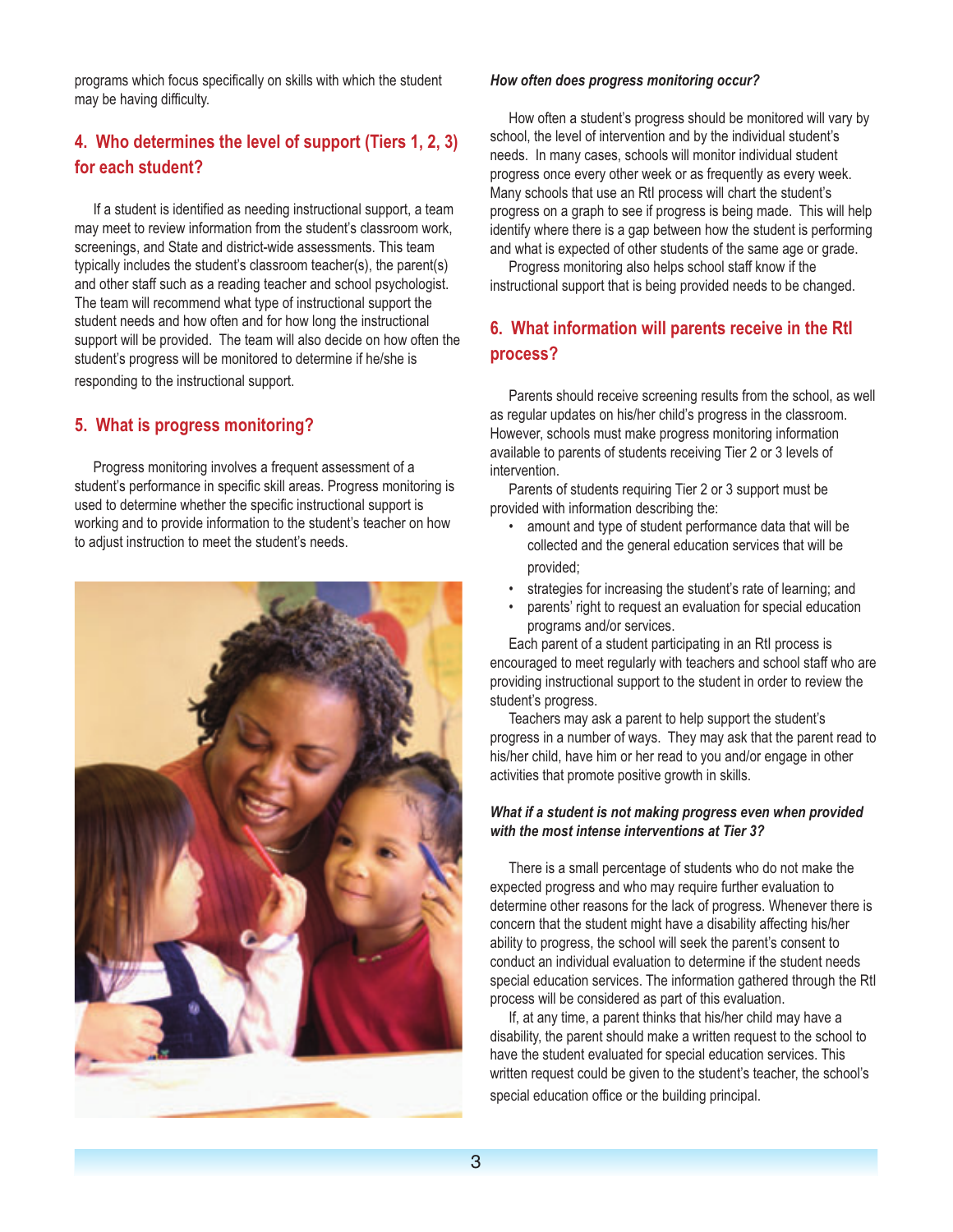programs which focus specifically on skills with which the student may be having difficulty.

## 4. Who determines the level of support (Tiers 1, 2, 3) for each student?

If a student is identified as needing instructional support, a team may meet to review information from the student's classroom work, screenings, and State and district-wide assessments. This team typically includes the student's classroom teacher(s), the parent(s) and other staff such as a reading teacher and school psychologist. The team will recommend what type of instructional support the student needs and how often and for how long the instructional support will be provided. The team will also decide on how often the student's progress will be monitored to determine if he/she is responding to the instructional support.

## 5. What is progress monitoring?

Progress monitoring involves a frequent assessment of a student's performance in specific skill areas. Progress monitoring is used to determine whether the specific instructional support is working and to provide information to the student's teacher on how to adjust instruction to meet the student's needs.

***How often does progress monitoring occur?***

How often a student's progress should be monitored will vary by school, the level of intervention and by the individual student's needs. In many cases, schools will monitor individual student progress once every other week or as frequently as every week. Many schools that use an RtI process will chart the student's progress on a graph to see if progress is being made. This will help identify where there is a gap between how the student is performing and what is expected of other students of the same age or grade.

Progress monitoring also helps school staff know if the instructional support that is being provided needs to be changed.

## 6. What information will parents receive in the RtI process?

Parents should receive screening results from the school, as well as regular updates on his/her child's progress in the classroom. However, schools must make progress monitoring information available to parents of students receiving Tier 2 or 3 levels of intervention.

Parents of students requiring Tier 2 or 3 support must be provided with information describing the:

- amount and type of student performance data that will be collected and the general education services that will be provided;
- strategies for increasing the student's rate of learning; and
- parents' right to request an evaluation for special education programs and/or services.

Each parent of a student participating in an RtI process is encouraged to meet regularly with teachers and school staff who are providing instructional support to the student in order to review the student's progress.

Teachers may ask a parent to help support the student's progress in a number of ways. They may ask that the parent read to his/her child, have him or her read to you and/or engage in other activities that promote positive growth in skills.

***What if a student is not making progress even when provided with the most intense interventions at Tier 3?***

There is a small percentage of students who do not make the expected progress and who may require further evaluation to determine other reasons for the lack of progress. Whenever there is concern that the student might have a disability affecting his/her ability to progress, the school will seek the parent's consent to conduct an individual evaluation to determine if the student needs special education services. The information gathered through the RtI process will be considered as part of this evaluation.

If, at any time, a parent thinks that his/her child may have a disability, the parent should make a written request to the school to have the student evaluated for special education services. This written request could be given to the student's teacher, the school's special education office or the building principal.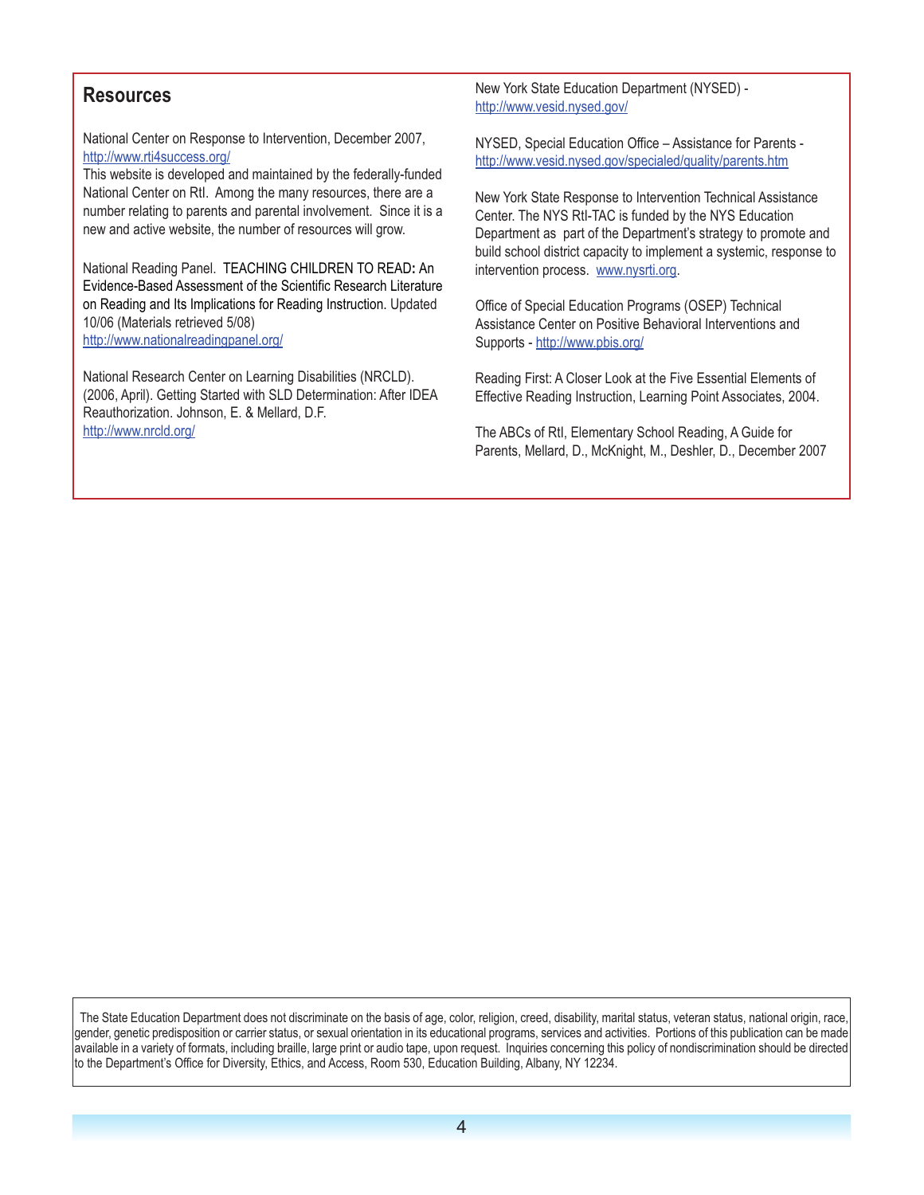## Resources

National Center on Response to Intervention, December 2007, http://www.rti4success.org/
This website is developed and maintained by the federally-funded National Center on RtI. Among the many resources, there are a number relating to parents and parental involvement. Since it is a new and active website, the number of resources will grow.

National Reading Panel. TEACHING CHILDREN TO READ: An Evidence-Based Assessment of the Scientific Research Literature on Reading and Its Implications for Reading Instruction. Updated 10/06 (Materials retrieved 5/08)
http://www.nationalreadingpanel.org/

National Research Center on Learning Disabilities (NRCLD). (2006, April). Getting Started with SLD Determination: After IDEA Reauthorization. Johnson, E. & Mellard, D.F.
http://www.nrcld.org/

New York State Education Department (NYSED) - http://www.vesid.nysed.gov/

NYSED, Special Education Office – Assistance for Parents - http://www.vesid.nysed.gov/specialed/quality/parents.htm

New York State Response to Intervention Technical Assistance Center. The NYS RtI-TAC is funded by the NYS Education Department as part of the Department's strategy to promote and build school district capacity to implement a systemic, response to intervention process. www.nysrti.org.

Office of Special Education Programs (OSEP) Technical Assistance Center on Positive Behavioral Interventions and Supports - http://www.pbis.org/

Reading First: A Closer Look at the Five Essential Elements of Effective Reading Instruction, Learning Point Associates, 2004.

The ABCs of RtI, Elementary School Reading, A Guide for Parents, Mellard, D., McKnight, M., Deshler, D., December 2007

The State Education Department does not discriminate on the basis of age, color, religion, creed, disability, marital status, veteran status, national origin, race, gender, genetic predisposition or carrier status, or sexual orientation in its educational programs, services and activities. Portions of this publication can be made available in a variety of formats, including braille, large print or audio tape, upon request. Inquiries concerning this policy of nondiscrimination should be directed to the Department's Office for Diversity, Ethics, and Access, Room 530, Education Building, Albany, NY 12234.